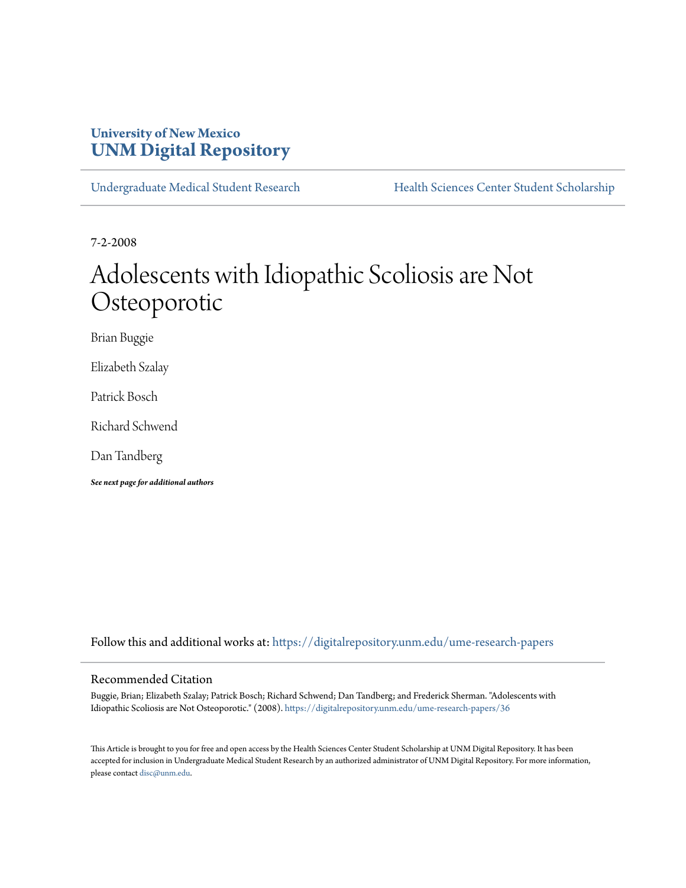University of New Mexico
**UNM Digital Repository**

Undergraduate Medical Student Research | Health Sciences Center Student Scholarship

7-2-2008

# Adolescents with Idiopathic Scoliosis are Not Osteoporotic

Brian Buggie

Elizabeth Szalay

Patrick Bosch

Richard Schwend

Dan Tandberg

***See next page for additional authors***

Follow this and additional works at: https://digitalrepository.unm.edu/ume-research-papers

## Recommended Citation

Buggie, Brian; Elizabeth Szalay; Patrick Bosch; Richard Schwend; Dan Tandberg; and Frederick Sherman. "Adolescents with Idiopathic Scoliosis are Not Osteoporotic." (2008). https://digitalrepository.unm.edu/ume-research-papers/36

This Article is brought to you for free and open access by the Health Sciences Center Student Scholarship at UNM Digital Repository. It has been accepted for inclusion in Undergraduate Medical Student Research by an authorized administrator of UNM Digital Repository. For more information, please contact disc@unm.edu.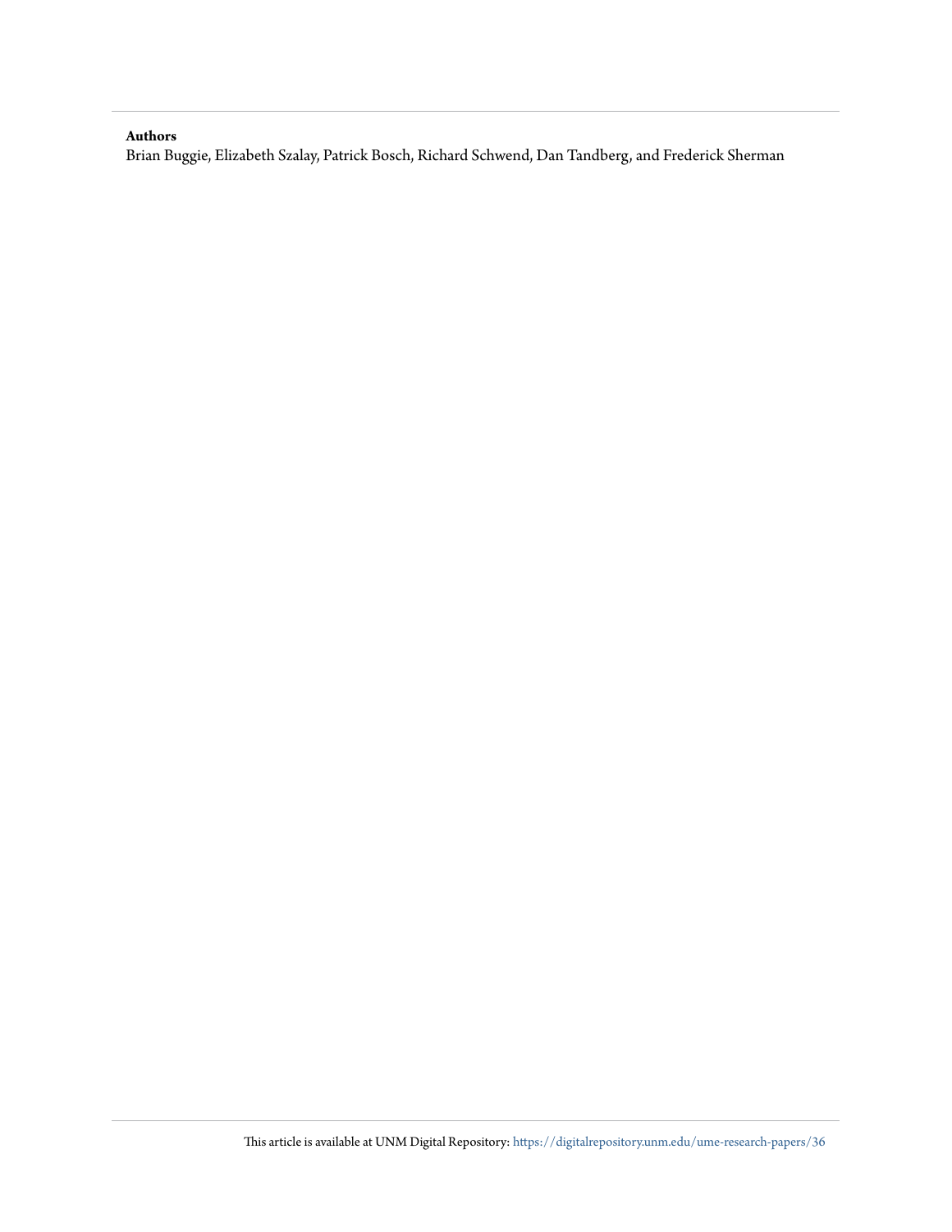**Authors**

Brian Buggie, Elizabeth Szalay, Patrick Bosch, Richard Schwend, Dan Tandberg, and Frederick Sherman

This article is available at UNM Digital Repository: https://digitalrepository.unm.edu/ume-research-papers/36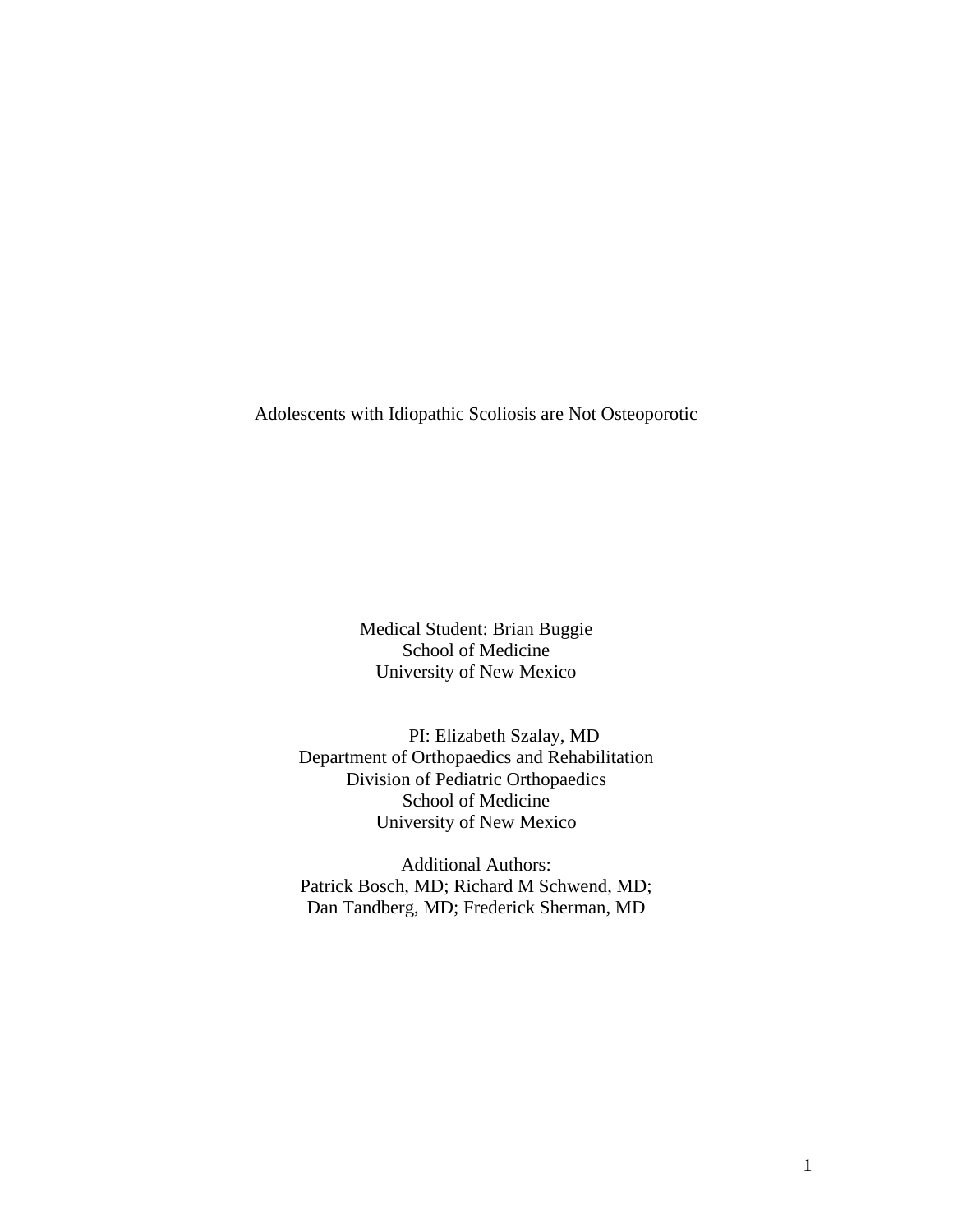# Adolescents with Idiopathic Scoliosis are Not Osteoporotic

Medical Student: Brian Buggie
School of Medicine
University of New Mexico

PI: Elizabeth Szalay, MD
Department of Orthopaedics and Rehabilitation
Division of Pediatric Orthopaedics
School of Medicine
University of New Mexico

Additional Authors:
Patrick Bosch, MD; Richard M Schwend, MD;
Dan Tandberg, MD; Frederick Sherman, MD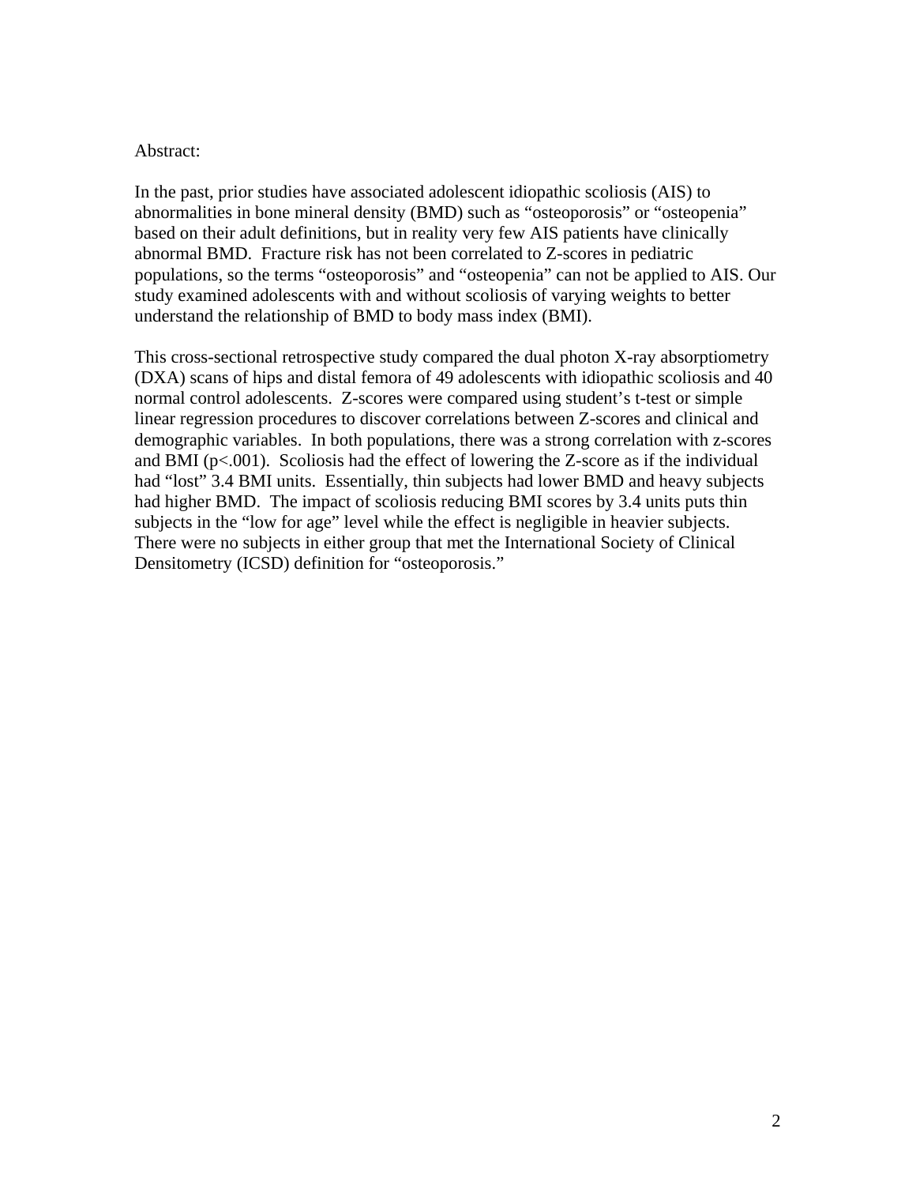Abstract:

In the past, prior studies have associated adolescent idiopathic scoliosis (AIS) to abnormalities in bone mineral density (BMD) such as "osteoporosis" or "osteopenia" based on their adult definitions, but in reality very few AIS patients have clinically abnormal BMD. Fracture risk has not been correlated to Z-scores in pediatric populations, so the terms "osteoporosis" and "osteopenia" can not be applied to AIS. Our study examined adolescents with and without scoliosis of varying weights to better understand the relationship of BMD to body mass index (BMI).

This cross-sectional retrospective study compared the dual photon X-ray absorptiometry (DXA) scans of hips and distal femora of 49 adolescents with idiopathic scoliosis and 40 normal control adolescents. Z-scores were compared using student's t-test or simple linear regression procedures to discover correlations between Z-scores and clinical and demographic variables. In both populations, there was a strong correlation with z-scores and BMI ($p<.001$). Scoliosis had the effect of lowering the Z-score as if the individual had "lost" 3.4 BMI units. Essentially, thin subjects had lower BMD and heavy subjects had higher BMD. The impact of scoliosis reducing BMI scores by 3.4 units puts thin subjects in the "low for age" level while the effect is negligible in heavier subjects. There were no subjects in either group that met the International Society of Clinical Densitometry (ICSD) definition for "osteoporosis."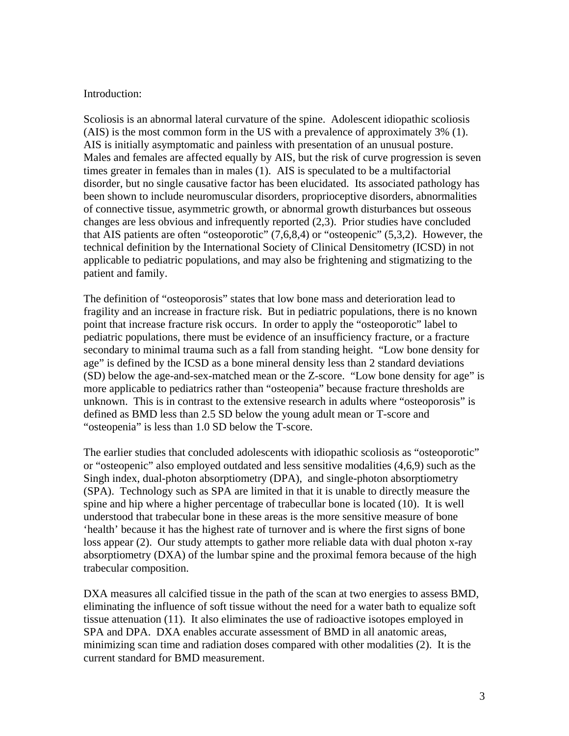Introduction:

Scoliosis is an abnormal lateral curvature of the spine. Adolescent idiopathic scoliosis (AIS) is the most common form in the US with a prevalence of approximately 3% (1). AIS is initially asymptomatic and painless with presentation of an unusual posture. Males and females are affected equally by AIS, but the risk of curve progression is seven times greater in females than in males (1). AIS is speculated to be a multifactorial disorder, but no single causative factor has been elucidated. Its associated pathology has been shown to include neuromuscular disorders, proprioceptive disorders, abnormalities of connective tissue, asymmetric growth, or abnormal growth disturbances but osseous changes are less obvious and infrequently reported (2,3). Prior studies have concluded that AIS patients are often "osteoporotic" (7,6,8,4) or "osteopenic" (5,3,2). However, the technical definition by the International Society of Clinical Densitometry (ICSD) in not applicable to pediatric populations, and may also be frightening and stigmatizing to the patient and family.

The definition of "osteoporosis" states that low bone mass and deterioration lead to fragility and an increase in fracture risk. But in pediatric populations, there is no known point that increase fracture risk occurs. In order to apply the "osteoporotic" label to pediatric populations, there must be evidence of an insufficiency fracture, or a fracture secondary to minimal trauma such as a fall from standing height. "Low bone density for age" is defined by the ICSD as a bone mineral density less than 2 standard deviations (SD) below the age-and-sex-matched mean or the Z-score. "Low bone density for age" is more applicable to pediatrics rather than "osteopenia" because fracture thresholds are unknown. This is in contrast to the extensive research in adults where "osteoporosis" is defined as BMD less than 2.5 SD below the young adult mean or T-score and "osteopenia" is less than 1.0 SD below the T-score.

The earlier studies that concluded adolescents with idiopathic scoliosis as "osteoporotic" or "osteopenic" also employed outdated and less sensitive modalities (4,6,9) such as the Singh index, dual-photon absorptiometry (DPA), and single-photon absorptiometry (SPA). Technology such as SPA are limited in that it is unable to directly measure the spine and hip where a higher percentage of trabecullar bone is located (10). It is well understood that trabecular bone in these areas is the more sensitive measure of bone 'health' because it has the highest rate of turnover and is where the first signs of bone loss appear (2). Our study attempts to gather more reliable data with dual photon x-ray absorptiometry (DXA) of the lumbar spine and the proximal femora because of the high trabecular composition.

DXA measures all calcified tissue in the path of the scan at two energies to assess BMD, eliminating the influence of soft tissue without the need for a water bath to equalize soft tissue attenuation (11). It also eliminates the use of radioactive isotopes employed in SPA and DPA. DXA enables accurate assessment of BMD in all anatomic areas, minimizing scan time and radiation doses compared with other modalities (2). It is the current standard for BMD measurement.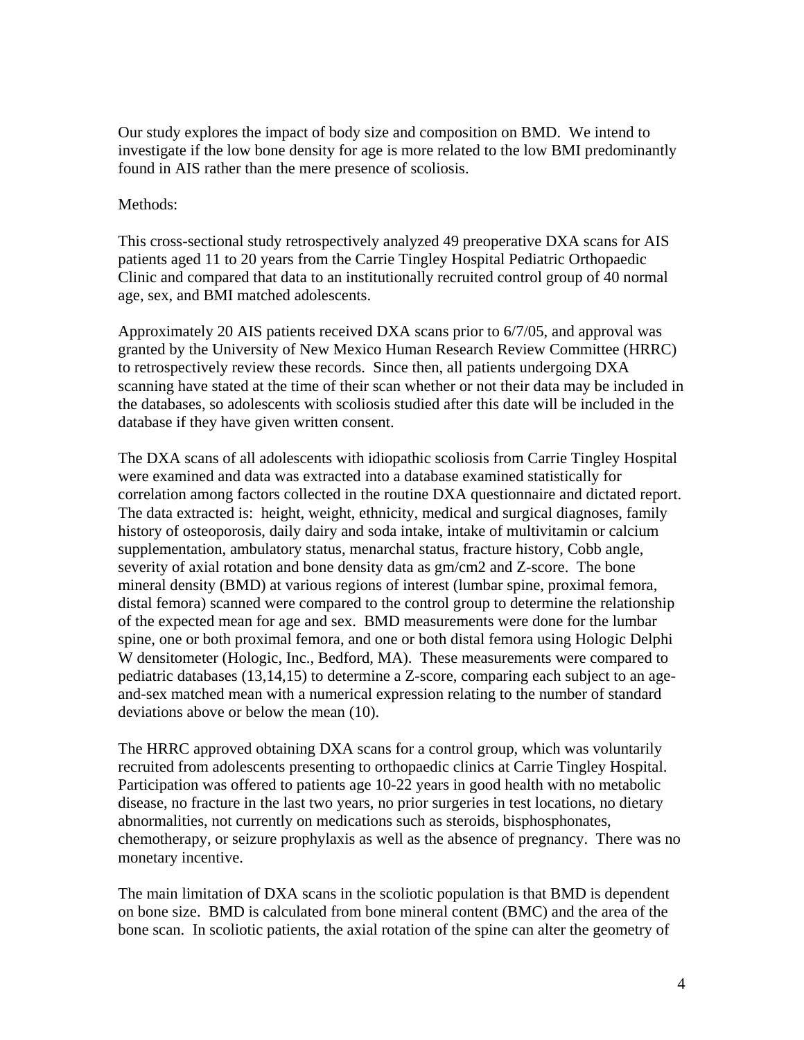Our study explores the impact of body size and composition on BMD. We intend to investigate if the low bone density for age is more related to the low BMI predominantly found in AIS rather than the mere presence of scoliosis.

Methods:

This cross-sectional study retrospectively analyzed 49 preoperative DXA scans for AIS patients aged 11 to 20 years from the Carrie Tingley Hospital Pediatric Orthopaedic Clinic and compared that data to an institutionally recruited control group of 40 normal age, sex, and BMI matched adolescents.

Approximately 20 AIS patients received DXA scans prior to 6/7/05, and approval was granted by the University of New Mexico Human Research Review Committee (HRRC) to retrospectively review these records. Since then, all patients undergoing DXA scanning have stated at the time of their scan whether or not their data may be included in the databases, so adolescents with scoliosis studied after this date will be included in the database if they have given written consent.

The DXA scans of all adolescents with idiopathic scoliosis from Carrie Tingley Hospital were examined and data was extracted into a database examined statistically for correlation among factors collected in the routine DXA questionnaire and dictated report. The data extracted is: height, weight, ethnicity, medical and surgical diagnoses, family history of osteoporosis, daily dairy and soda intake, intake of multivitamin or calcium supplementation, ambulatory status, menarchal status, fracture history, Cobb angle, severity of axial rotation and bone density data as gm/cm2 and Z-score. The bone mineral density (BMD) at various regions of interest (lumbar spine, proximal femora, distal femora) scanned were compared to the control group to determine the relationship of the expected mean for age and sex. BMD measurements were done for the lumbar spine, one or both proximal femora, and one or both distal femora using Hologic Delphi W densitometer (Hologic, Inc., Bedford, MA). These measurements were compared to pediatric databases (13,14,15) to determine a Z-score, comparing each subject to an age-and-sex matched mean with a numerical expression relating to the number of standard deviations above or below the mean (10).

The HRRC approved obtaining DXA scans for a control group, which was voluntarily recruited from adolescents presenting to orthopaedic clinics at Carrie Tingley Hospital. Participation was offered to patients age 10-22 years in good health with no metabolic disease, no fracture in the last two years, no prior surgeries in test locations, no dietary abnormalities, not currently on medications such as steroids, bisphosphonates, chemotherapy, or seizure prophylaxis as well as the absence of pregnancy. There was no monetary incentive.

The main limitation of DXA scans in the scoliotic population is that BMD is dependent on bone size. BMD is calculated from bone mineral content (BMC) and the area of the bone scan. In scoliotic patients, the axial rotation of the spine can alter the geometry of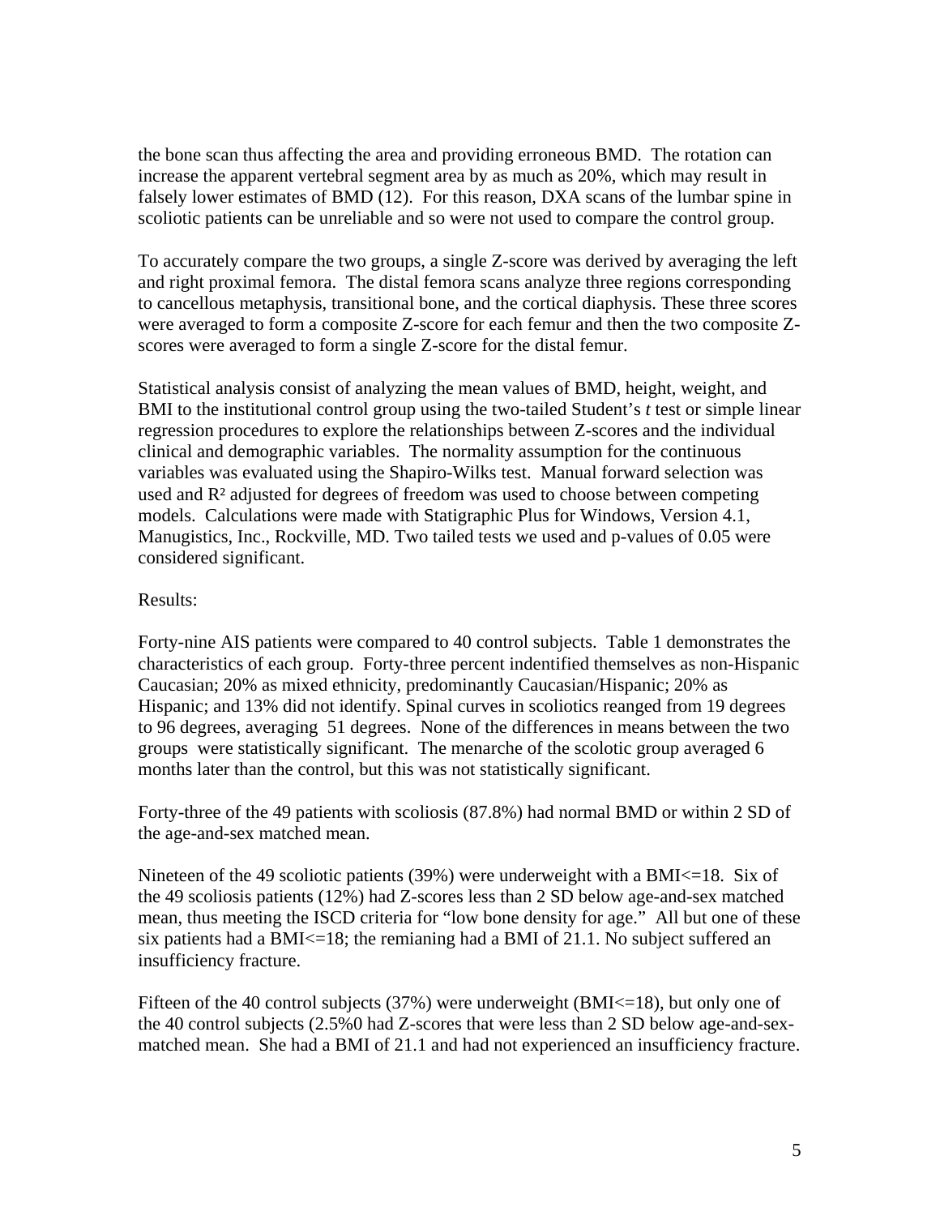the bone scan thus affecting the area and providing erroneous BMD. The rotation can increase the apparent vertebral segment area by as much as 20%, which may result in falsely lower estimates of BMD (12). For this reason, DXA scans of the lumbar spine in scoliotic patients can be unreliable and so were not used to compare the control group.

To accurately compare the two groups, a single Z-score was derived by averaging the left and right proximal femora. The distal femora scans analyze three regions corresponding to cancellous metaphysis, transitional bone, and the cortical diaphysis. These three scores were averaged to form a composite Z-score for each femur and then the two composite Z-scores were averaged to form a single Z-score for the distal femur.

Statistical analysis consist of analyzing the mean values of BMD, height, weight, and BMI to the institutional control group using the two-tailed Student's *t* test or simple linear regression procedures to explore the relationships between Z-scores and the individual clinical and demographic variables. The normality assumption for the continuous variables was evaluated using the Shapiro-Wilks test. Manual forward selection was used and $R^2$ adjusted for degrees of freedom was used to choose between competing models. Calculations were made with Statigraphic Plus for Windows, Version 4.1, Manugistics, Inc., Rockville, MD. Two tailed tests we used and p-values of 0.05 were considered significant.

Results:

Forty-nine AIS patients were compared to 40 control subjects. Table 1 demonstrates the characteristics of each group. Forty-three percent indentified themselves as non-Hispanic Caucasian; 20% as mixed ethnicity, predominantly Caucasian/Hispanic; 20% as Hispanic; and 13% did not identify. Spinal curves in scoliotics reanged from 19 degrees to 96 degrees, averaging 51 degrees. None of the differences in means between the two groups were statistically significant. The menarche of the scolotic group averaged 6 months later than the control, but this was not statistically significant.

Forty-three of the 49 patients with scoliosis (87.8%) had normal BMD or within 2 SD of the age-and-sex matched mean.

Nineteen of the 49 scoliotic patients (39%) were underweight with a BMI<=18. Six of the 49 scoliosis patients (12%) had Z-scores less than 2 SD below age-and-sex matched mean, thus meeting the ISCD criteria for "low bone density for age." All but one of these six patients had a BMI<=18; the remianing had a BMI of 21.1. No subject suffered an insufficiency fracture.

Fifteen of the 40 control subjects (37%) were underweight (BMI<=18), but only one of the 40 control subjects (2.5%0 had Z-scores that were less than 2 SD below age-and-sex-matched mean. She had a BMI of 21.1 and had not experienced an insufficiency fracture.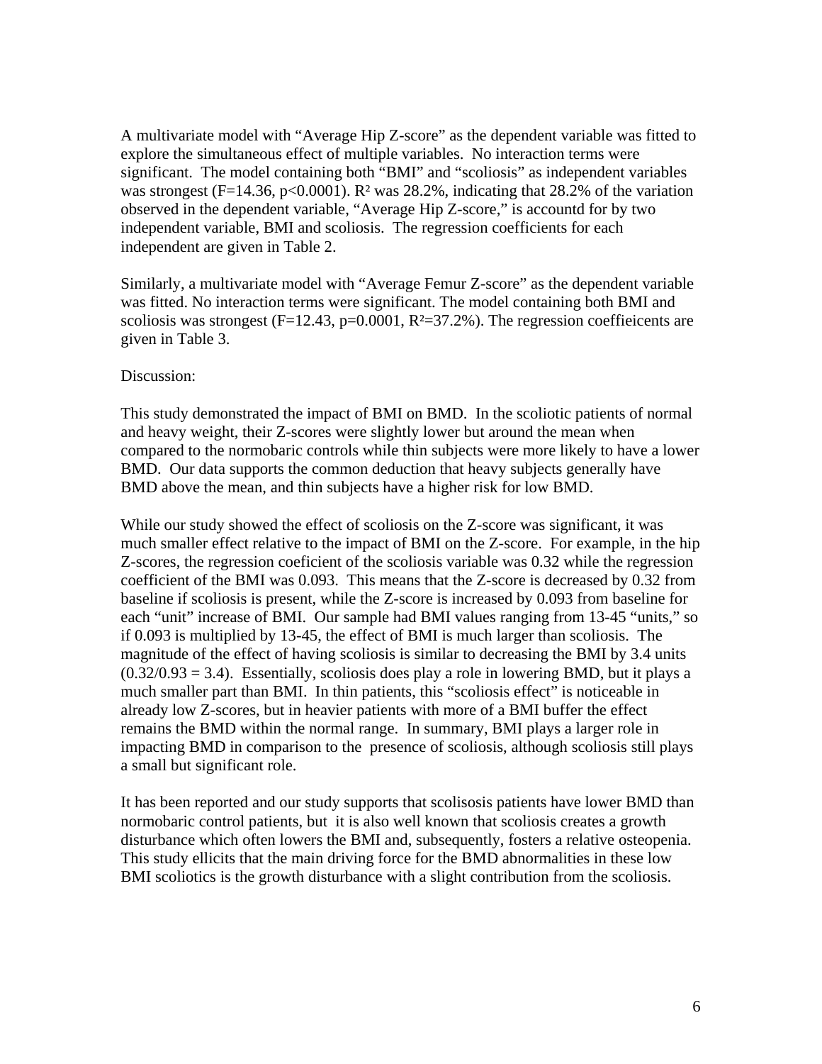A multivariate model with "Average Hip Z-score" as the dependent variable was fitted to explore the simultaneous effect of multiple variables. No interaction terms were significant. The model containing both "BMI" and "scoliosis" as independent variables was strongest ($F=14.36$, $p<0.0001$). $R^2$ was 28.2%, indicating that 28.2% of the variation observed in the dependent variable, "Average Hip Z-score," is accountd for by two independent variable, BMI and scoliosis. The regression coefficients for each independent are given in Table 2.

Similarly, a multivariate model with "Average Femur Z-score" as the dependent variable was fitted. No interaction terms were significant. The model containing both BMI and scoliosis was strongest ($F=12.43$, $p=0.0001$, $R^2=37.2\%$). The regression coeffieicents are given in Table 3.

Discussion:

This study demonstrated the impact of BMI on BMD. In the scoliotic patients of normal and heavy weight, their Z-scores were slightly lower but around the mean when compared to the normobaric controls while thin subjects were more likely to have a lower BMD. Our data supports the common deduction that heavy subjects generally have BMD above the mean, and thin subjects have a higher risk for low BMD.

While our study showed the effect of scoliosis on the Z-score was significant, it was much smaller effect relative to the impact of BMI on the Z-score. For example, in the hip Z-scores, the regression coeficient of the scoliosis variable was 0.32 while the regression coefficient of the BMI was 0.093. This means that the Z-score is decreased by 0.32 from baseline if scoliosis is present, while the Z-score is increased by 0.093 from baseline for each "unit" increase of BMI. Our sample had BMI values ranging from 13-45 "units," so if 0.093 is multiplied by 13-45, the effect of BMI is much larger than scoliosis. The magnitude of the effect of having scoliosis is similar to decreasing the BMI by 3.4 units ($0.32/0.93 = 3.4$). Essentially, scoliosis does play a role in lowering BMD, but it plays a much smaller part than BMI. In thin patients, this "scoliosis effect" is noticeable in already low Z-scores, but in heavier patients with more of a BMI buffer the effect remains the BMD within the normal range. In summary, BMI plays a larger role in impacting BMD in comparison to the presence of scoliosis, although scoliosis still plays a small but significant role.

It has been reported and our study supports that scolisosis patients have lower BMD than normobaric control patients, but it is also well known that scoliosis creates a growth disturbance which often lowers the BMI and, subsequently, fosters a relative osteopenia. This study ellicits that the main driving force for the BMD abnormalities in these low BMI scoliotics is the growth disturbance with a slight contribution from the scoliosis.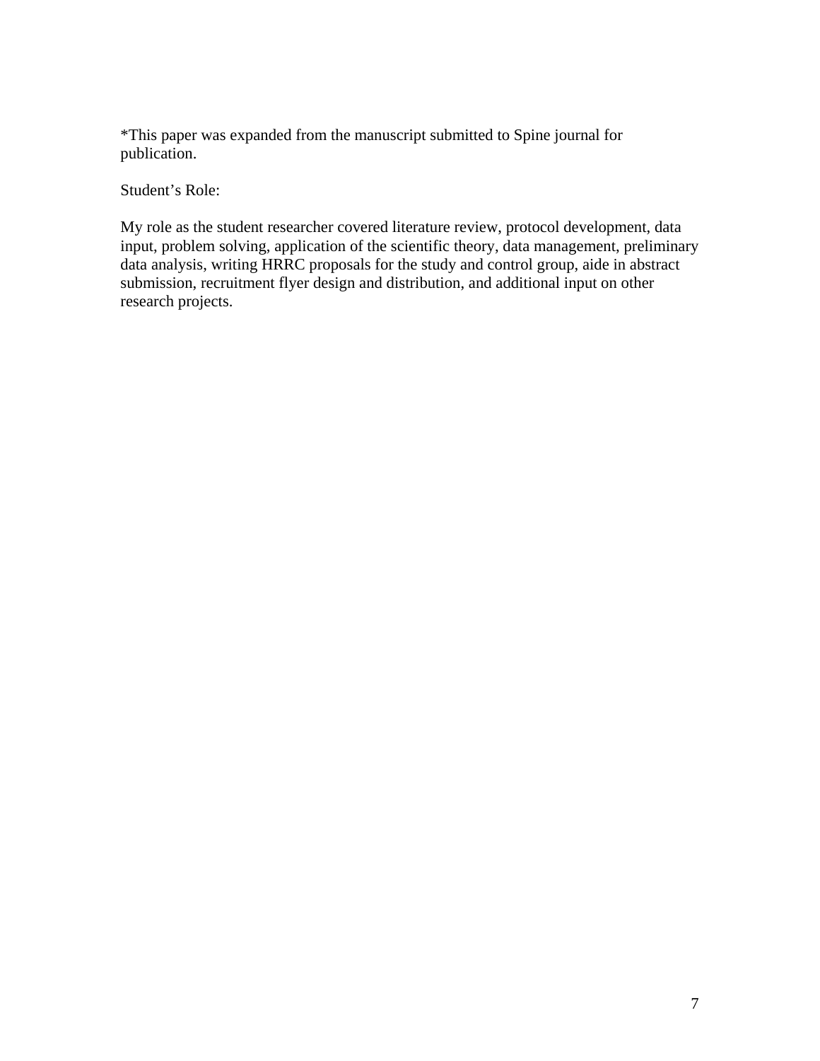*This paper was expanded from the manuscript submitted to Spine journal for publication.

Student's Role:

My role as the student researcher covered literature review, protocol development, data input, problem solving, application of the scientific theory, data management, preliminary data analysis, writing HRRC proposals for the study and control group, aide in abstract submission, recruitment flyer design and distribution, and additional input on other research projects.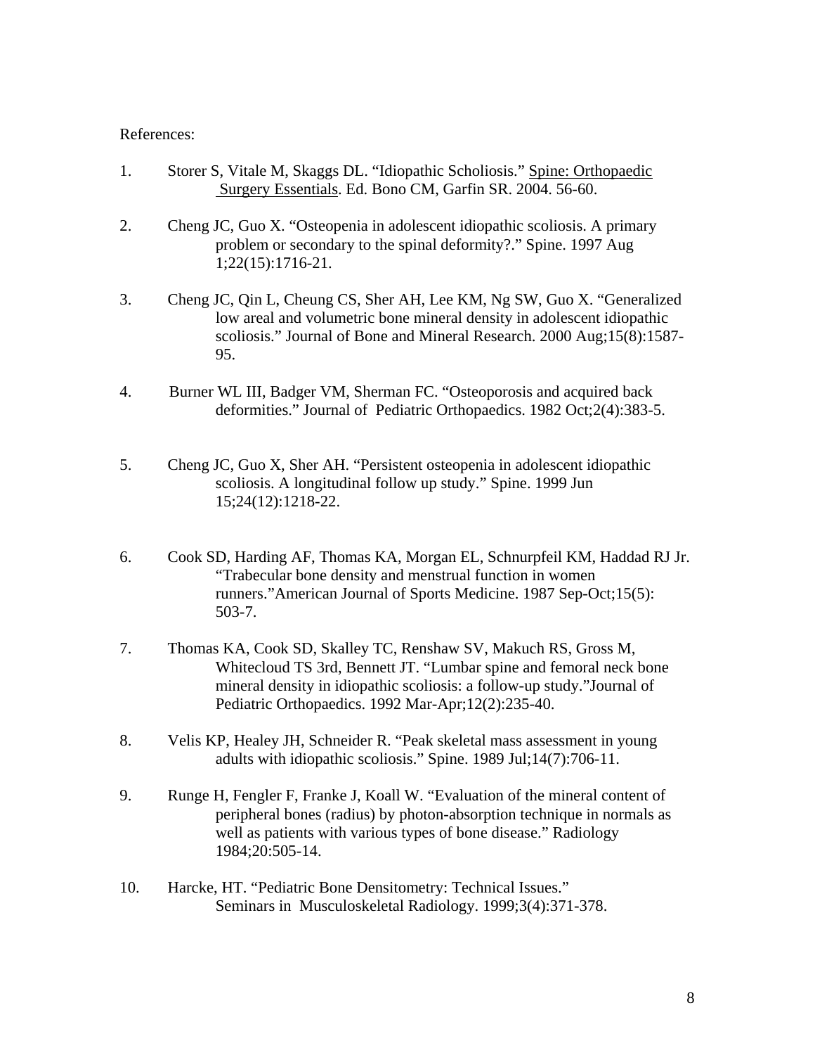References:

1. Storer S, Vitale M, Skaggs DL. "Idiopathic Scholiosis." Spine: Orthopaedic Surgery Essentials. Ed. Bono CM, Garfin SR. 2004. 56-60.

2. Cheng JC, Guo X. "Osteopenia in adolescent idiopathic scoliosis. A primary problem or secondary to the spinal deformity?." Spine. 1997 Aug 1;22(15):1716-21.

3. Cheng JC, Qin L, Cheung CS, Sher AH, Lee KM, Ng SW, Guo X. "Generalized low areal and volumetric bone mineral density in adolescent idiopathic scoliosis." Journal of Bone and Mineral Research. 2000 Aug;15(8):1587-95.

4. Burner WL III, Badger VM, Sherman FC. "Osteoporosis and acquired back deformities." Journal of Pediatric Orthopaedics. 1982 Oct;2(4):383-5.

5. Cheng JC, Guo X, Sher AH. "Persistent osteopenia in adolescent idiopathic scoliosis. A longitudinal follow up study." Spine. 1999 Jun 15;24(12):1218-22.

6. Cook SD, Harding AF, Thomas KA, Morgan EL, Schnurpfeil KM, Haddad RJ Jr. "Trabecular bone density and menstrual function in women runners."American Journal of Sports Medicine. 1987 Sep-Oct;15(5): 503-7.

7. Thomas KA, Cook SD, Skalley TC, Renshaw SV, Makuch RS, Gross M, Whitecloud TS 3rd, Bennett JT. "Lumbar spine and femoral neck bone mineral density in idiopathic scoliosis: a follow-up study."Journal of Pediatric Orthopaedics. 1992 Mar-Apr;12(2):235-40.

8. Velis KP, Healey JH, Schneider R. "Peak skeletal mass assessment in young adults with idiopathic scoliosis." Spine. 1989 Jul;14(7):706-11.

9. Runge H, Fengler F, Franke J, Koall W. "Evaluation of the mineral content of peripheral bones (radius) by photon-absorption technique in normals as well as patients with various types of bone disease." Radiology 1984;20:505-14.

10. Harcke, HT. "Pediatric Bone Densitometry: Technical Issues." Seminars in Musculoskeletal Radiology. 1999;3(4):371-378.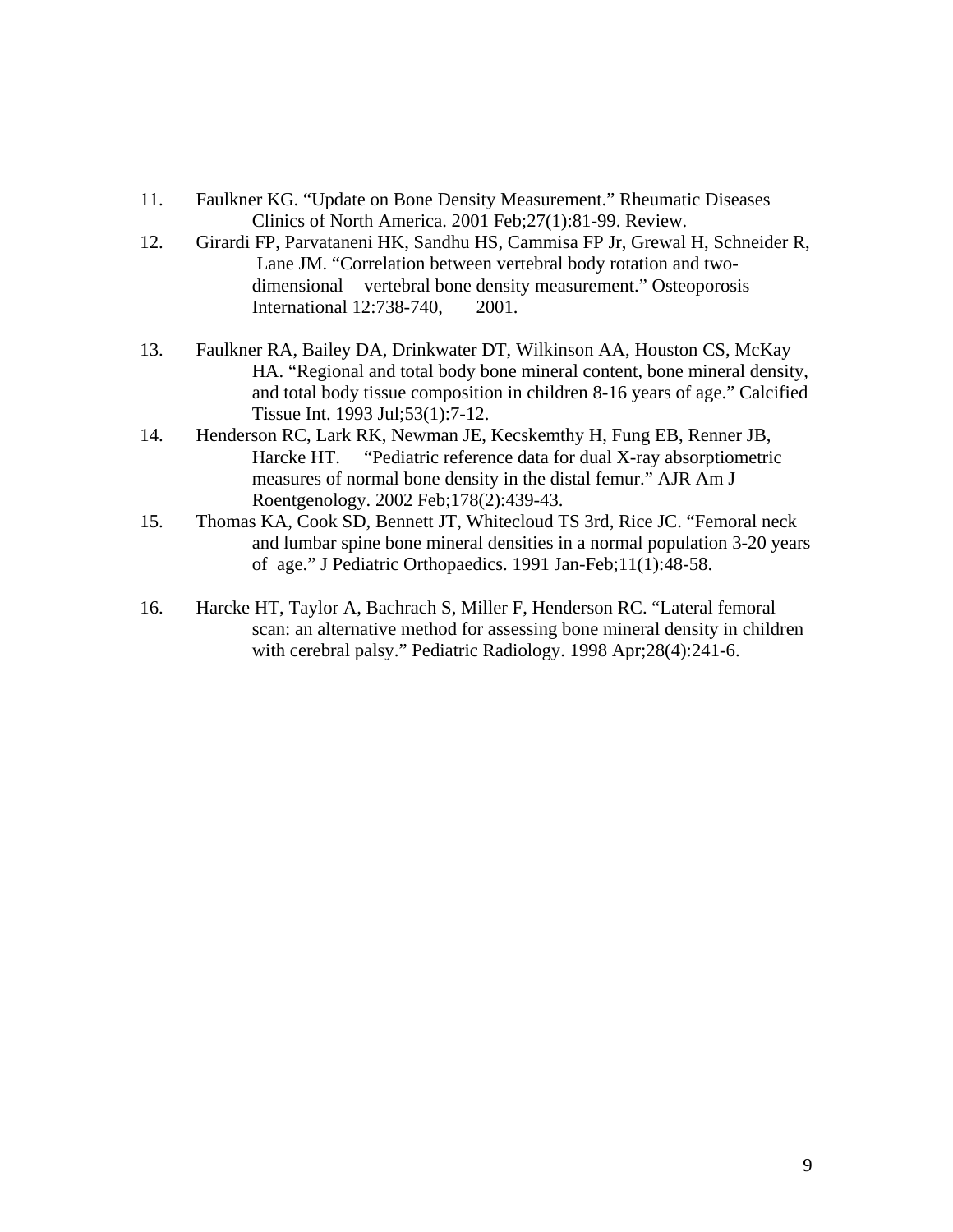11. Faulkner KG. "Update on Bone Density Measurement." Rheumatic Diseases Clinics of North America. 2001 Feb;27(1):81-99. Review.
12. Girardi FP, Parvataneni HK, Sandhu HS, Cammisa FP Jr, Grewal H, Schneider R, Lane JM. "Correlation between vertebral body rotation and two-dimensional vertebral bone density measurement." Osteoporosis International 12:738-740, 2001.
13. Faulkner RA, Bailey DA, Drinkwater DT, Wilkinson AA, Houston CS, McKay HA. "Regional and total body bone mineral content, bone mineral density, and total body tissue composition in children 8-16 years of age." Calcified Tissue Int. 1993 Jul;53(1):7-12.
14. Henderson RC, Lark RK, Newman JE, Kecskemthy H, Fung EB, Renner JB, Harcke HT. "Pediatric reference data for dual X-ray absorptiometric measures of normal bone density in the distal femur." AJR Am J Roentgenology. 2002 Feb;178(2):439-43.
15. Thomas KA, Cook SD, Bennett JT, Whitecloud TS 3rd, Rice JC. "Femoral neck and lumbar spine bone mineral densities in a normal population 3-20 years of age." J Pediatric Orthopaedics. 1991 Jan-Feb;11(1):48-58.
16. Harcke HT, Taylor A, Bachrach S, Miller F, Henderson RC. "Lateral femoral scan: an alternative method for assessing bone mineral density in children with cerebral palsy." Pediatric Radiology. 1998 Apr;28(4):241-6.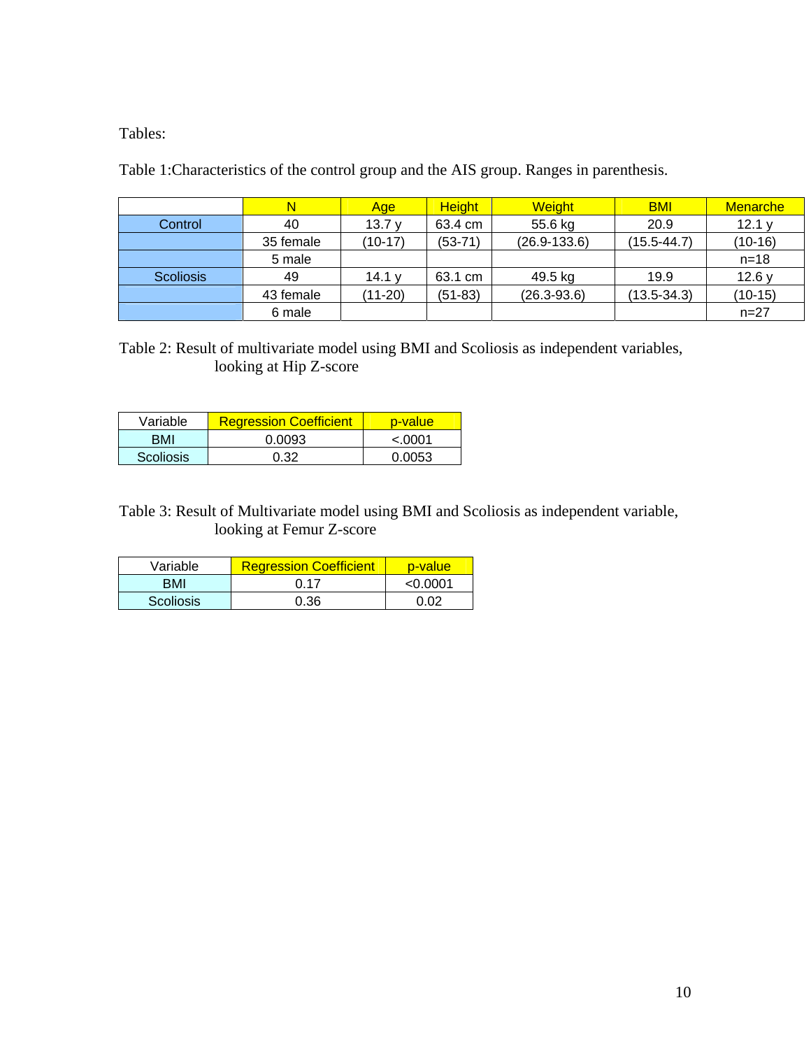Tables:

Table 1:Characteristics of the control group and the AIS group. Ranges in parenthesis.

| | N | Age | Height | Weight | BMI | Menarche |
|---|---|---|---|---|---|---|
| Control | 40 | 13.7 y | 63.4 cm | 55.6 kg | 20.9 | 12.1 y |
| | 35 female | (10-17) | (53-71) | (26.9-133.6) | (15.5-44.7) | (10-16) |
| | 5 male | | | | | n=18 |
| Scoliosis | 49 | 14.1 y | 63.1 cm | 49.5 kg | 19.9 | 12.6 y |
| | 43 female | (11-20) | (51-83) | (26.3-93.6) | (13.5-34.3) | (10-15) |
| | 6 male | | | | | n=27 |

Table 2: Result of multivariate model using BMI and Scoliosis as independent variables, looking at Hip Z-score

| Variable | Regression Coefficient | p-value |
|---|---|---|
| BMI | 0.0093 | <.0001 |
| Scoliosis | 0.32 | 0.0053 |

Table 3: Result of Multivariate model using BMI and Scoliosis as independent variable, looking at Femur Z-score

| Variable | Regression Coefficient | p-value |
|---|---|---|
| BMI | 0.17 | <0.0001 |
| Scoliosis | 0.36 | 0.02 |